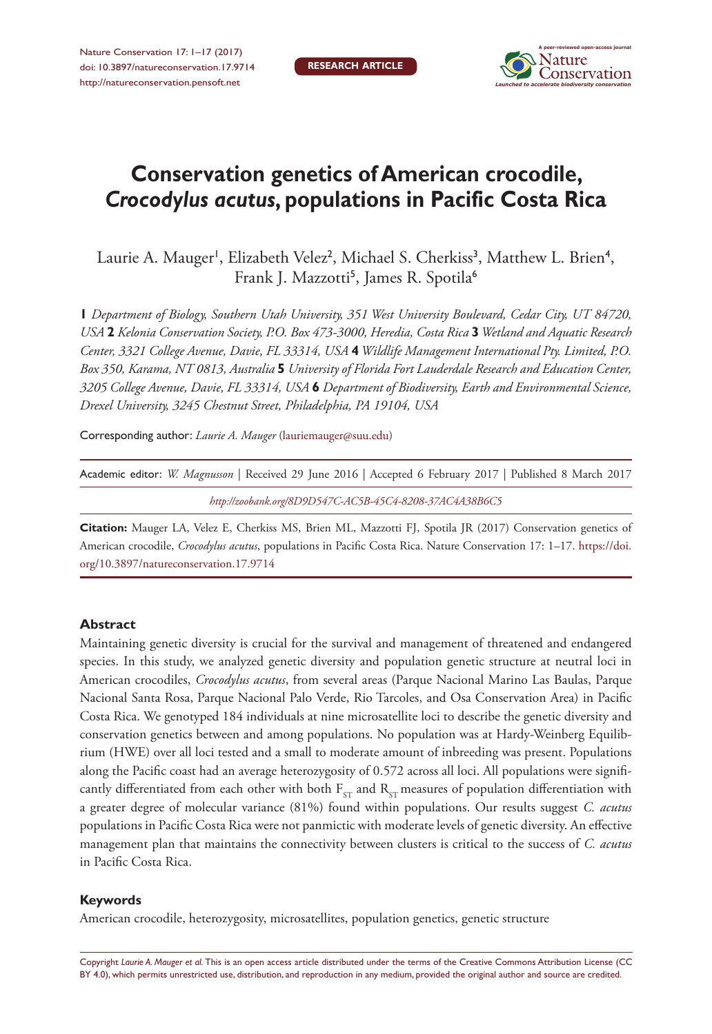# Conservation genetics of American crocodile, *Crocodylus acutus*, populations in Pacific Costa Rica

Laurie A. Mauger[1], Elizabeth Velez[2], Michael S. Cherkiss[3], Matthew L. Brien[4], Frank J. Mazzotti[5], James R. Spotila[6]

**1** *Department of Biology, Southern Utah University, 351 West University Boulevard, Cedar City, UT 84720, USA* **2** *Kelonia Conservation Society, P.O. Box 473-3000, Heredia, Costa Rica* **3** *Wetland and Aquatic Research Center, 3321 College Avenue, Davie, FL 33314, USA* **4** *Wildlife Management International Pty. Limited, P.O. Box 350, Karama, NT 0813, Australia* **5** *University of Florida Fort Lauderdale Research and Education Center, 3205 College Avenue, Davie, FL 33314, USA* **6** *Department of Biodiversity, Earth and Environmental Science, Drexel University, 3245 Chestnut Street, Philadelphia, PA 19104, USA*

Corresponding author: *Laurie A. Mauger* (lauriemauger@suu.edu)

Academic editor: *W. Magnusson* | Received 29 June 2016 | Accepted 6 February 2017 | Published 8 March 2017

*http://zoobank.org/8D9D547C-AC5B-45C4-8208-37AC4A38B6C5*

**Citation:** Mauger LA, Velez E, Cherkiss MS, Brien ML, Mazzotti FJ, Spotila JR (2017) Conservation genetics of American crocodile, *Crocodylus acutus*, populations in Pacific Costa Rica. Nature Conservation 17: 1–17. https://doi.org/10.3897/natureconservation.17.9714

## Abstract

Maintaining genetic diversity is crucial for the survival and management of threatened and endangered species. In this study, we analyzed genetic diversity and population genetic structure at neutral loci in American crocodiles, *Crocodylus acutus*, from several areas (Parque Nacional Marino Las Baulas, Parque Nacional Santa Rosa, Parque Nacional Palo Verde, Rio Tarcoles, and Osa Conservation Area) in Pacific Costa Rica. We genotyped 184 individuals at nine microsatellite loci to describe the genetic diversity and conservation genetics between and among populations. No population was at Hardy-Weinberg Equilibrium (HWE) over all loci tested and a small to moderate amount of inbreeding was present. Populations along the Pacific coast had an average heterozygosity of 0.572 across all loci. All populations were significantly differentiated from each other with both $F_{ST}$ and $R_{ST}$ measures of population differentiation with a greater degree of molecular variance (81%) found within populations. Our results suggest *C. acutus* populations in Pacific Costa Rica were not panmictic with moderate levels of genetic diversity. An effective management plan that maintains the connectivity between clusters is critical to the success of *C. acutus* in Pacific Costa Rica.

## Keywords

American crocodile, heterozygosity, microsatellites, population genetics, genetic structure

Copyright *Laurie A. Mauger et al.* This is an open access article distributed under the terms of the Creative Commons Attribution License (CC BY 4.0), which permits unrestricted use, distribution, and reproduction in any medium, provided the original author and source are credited.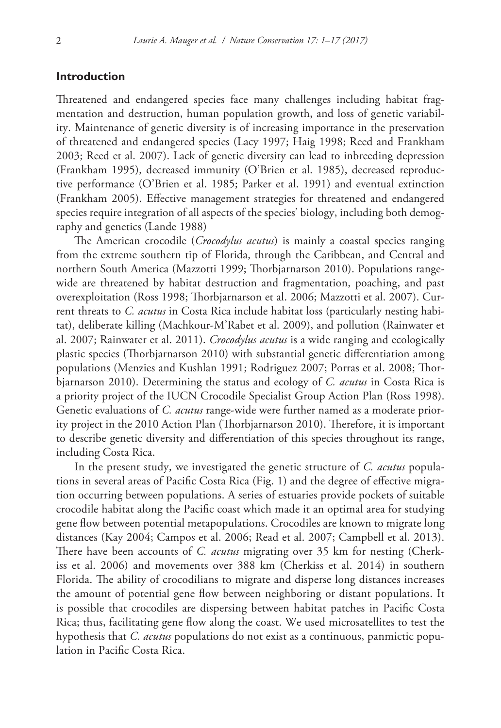## Introduction

Threatened and endangered species face many challenges including habitat fragmentation and destruction, human population growth, and loss of genetic variability. Maintenance of genetic diversity is of increasing importance in the preservation of threatened and endangered species (Lacy 1997; Haig 1998; Reed and Frankham 2003; Reed et al. 2007). Lack of genetic diversity can lead to inbreeding depression (Frankham 1995), decreased immunity (O'Brien et al. 1985), decreased reproductive performance (O'Brien et al. 1985; Parker et al. 1991) and eventual extinction (Frankham 2005). Effective management strategies for threatened and endangered species require integration of all aspects of the species' biology, including both demography and genetics (Lande 1988)

The American crocodile (*Crocodylus acutus*) is mainly a coastal species ranging from the extreme southern tip of Florida, through the Caribbean, and Central and northern South America (Mazzotti 1999; Thorbjarnarson 2010). Populations range-wide are threatened by habitat destruction and fragmentation, poaching, and past overexploitation (Ross 1998; Thorbjarnarson et al. 2006; Mazzotti et al. 2007). Current threats to *C. acutus* in Costa Rica include habitat loss (particularly nesting habitat), deliberate killing (Machkour-M'Rabet et al. 2009), and pollution (Rainwater et al. 2007; Rainwater et al. 2011). *Crocodylus acutus* is a wide ranging and ecologically plastic species (Thorbjarnarson 2010) with substantial genetic differentiation among populations (Menzies and Kushlan 1991; Rodriguez 2007; Porras et al. 2008; Thorbjarnarson 2010). Determining the status and ecology of *C. acutus* in Costa Rica is a priority project of the IUCN Crocodile Specialist Group Action Plan (Ross 1998). Genetic evaluations of *C. acutus* range-wide were further named as a moderate priority project in the 2010 Action Plan (Thorbjarnarson 2010). Therefore, it is important to describe genetic diversity and differentiation of this species throughout its range, including Costa Rica.

In the present study, we investigated the genetic structure of *C. acutus* populations in several areas of Pacific Costa Rica (Fig. 1) and the degree of effective migration occurring between populations. A series of estuaries provide pockets of suitable crocodile habitat along the Pacific coast which made it an optimal area for studying gene flow between potential metapopulations. Crocodiles are known to migrate long distances (Kay 2004; Campos et al. 2006; Read et al. 2007; Campbell et al. 2013). There have been accounts of *C. acutus* migrating over 35 km for nesting (Cherkiss et al. 2006) and movements over 388 km (Cherkiss et al. 2014) in southern Florida. The ability of crocodilians to migrate and disperse long distances increases the amount of potential gene flow between neighboring or distant populations. It is possible that crocodiles are dispersing between habitat patches in Pacific Costa Rica; thus, facilitating gene flow along the coast. We used microsatellites to test the hypothesis that *C. acutus* populations do not exist as a continuous, panmictic population in Pacific Costa Rica.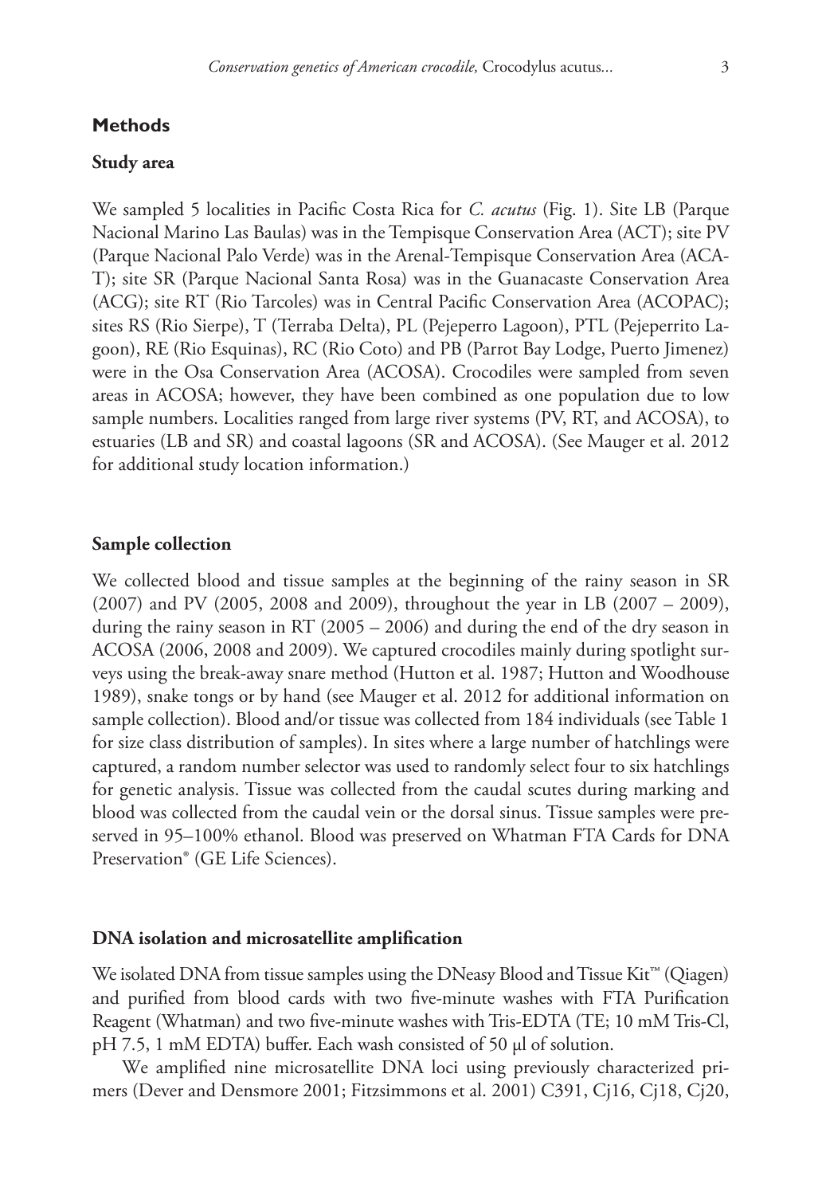## Methods

### Study area

We sampled 5 localities in Pacific Costa Rica for *C. acutus* (Fig. 1). Site LB (Parque Nacional Marino Las Baulas) was in the Tempisque Conservation Area (ACT); site PV (Parque Nacional Palo Verde) was in the Arenal-Tempisque Conservation Area (ACA-T); site SR (Parque Nacional Santa Rosa) was in the Guanacaste Conservation Area (ACG); site RT (Rio Tarcoles) was in Central Pacific Conservation Area (ACOPAC); sites RS (Rio Sierpe), T (Terraba Delta), PL (Pejeperro Lagoon), PTL (Pejeperrito Lagoon), RE (Rio Esquinas), RC (Rio Coto) and PB (Parrot Bay Lodge, Puerto Jimenez) were in the Osa Conservation Area (ACOSA). Crocodiles were sampled from seven areas in ACOSA; however, they have been combined as one population due to low sample numbers. Localities ranged from large river systems (PV, RT, and ACOSA), to estuaries (LB and SR) and coastal lagoons (SR and ACOSA). (See Mauger et al. 2012 for additional study location information.)

### Sample collection

We collected blood and tissue samples at the beginning of the rainy season in SR (2007) and PV (2005, 2008 and 2009), throughout the year in LB (2007 – 2009), during the rainy season in RT (2005 – 2006) and during the end of the dry season in ACOSA (2006, 2008 and 2009). We captured crocodiles mainly during spotlight surveys using the break-away snare method (Hutton et al. 1987; Hutton and Woodhouse 1989), snake tongs or by hand (see Mauger et al. 2012 for additional information on sample collection). Blood and/or tissue was collected from 184 individuals (see Table 1 for size class distribution of samples). In sites where a large number of hatchlings were captured, a random number selector was used to randomly select four to six hatchlings for genetic analysis. Tissue was collected from the caudal scutes during marking and blood was collected from the caudal vein or the dorsal sinus. Tissue samples were preserved in 95–100% ethanol. Blood was preserved on Whatman FTA Cards for DNA Preservation® (GE Life Sciences).

### DNA isolation and microsatellite amplification

We isolated DNA from tissue samples using the DNeasy Blood and Tissue Kit™ (Qiagen) and purified from blood cards with two five-minute washes with FTA Purification Reagent (Whatman) and two five-minute washes with Tris-EDTA (TE; 10 mM Tris-Cl, pH 7.5, 1 mM EDTA) buffer. Each wash consisted of 50 µl of solution.

We amplified nine microsatellite DNA loci using previously characterized primers (Dever and Densmore 2001; Fitzsimmons et al. 2001) C391, Cj16, Cj18, Cj20,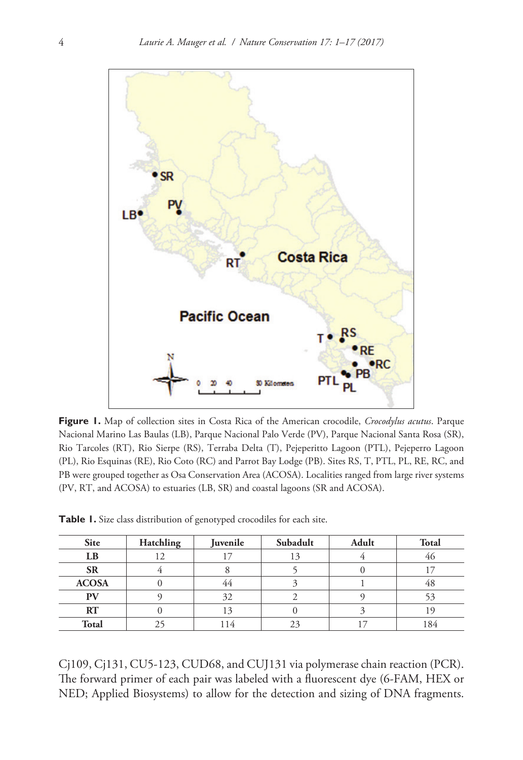Costa Rica

Pacific Ocean

SR

PV

LB

RT

T

RS

RE

RC

PB

PTL

PL

N

0 20 40 80 Kilometers

**Figure 1.** Map of collection sites in Costa Rica of the American crocodile, *Crocodylus acutus*. Parque Nacional Marino Las Baulas (LB), Parque Nacional Palo Verde (PV), Parque Nacional Santa Rosa (SR), Rio Tarcoles (RT), Rio Sierpe (RS), Terraba Delta (T), Pejeperitto Lagoon (PTL), Pejeperro Lagoon (PL), Rio Esquinas (RE), Rio Coto (RC) and Parrot Bay Lodge (PB). Sites RS, T, PTL, PL, RE, RC, and PB were grouped together as Osa Conservation Area (ACOSA). Localities ranged from large river systems (PV, RT, and ACOSA) to estuaries (LB, SR) and coastal lagoons (SR and ACOSA).

**Table 1.** Size class distribution of genotyped crocodiles for each site.

| Site | Hatchling | Juvenile | Subadult | Adult | Total |
|---|---|---|---|---|---|
| **LB** | 12 | 17 | 13 | 4 | 46 |
| **SR** | 4 | 8 | 5 | 0 | 17 |
| **ACOSA** | 0 | 44 | 3 | 1 | 48 |
| **PV** | 9 | 32 | 2 | 9 | 53 |
| **RT** | 0 | 13 | 0 | 3 | 19 |
| **Total** | 25 | 114 | 23 | 17 | 184 |

Cj109, Cj131, CU5-123, CUD68, and CUJ131 via polymerase chain reaction (PCR). The forward primer of each pair was labeled with a fluorescent dye (6-FAM, HEX or NED; Applied Biosystems) to allow for the detection and sizing of DNA fragments.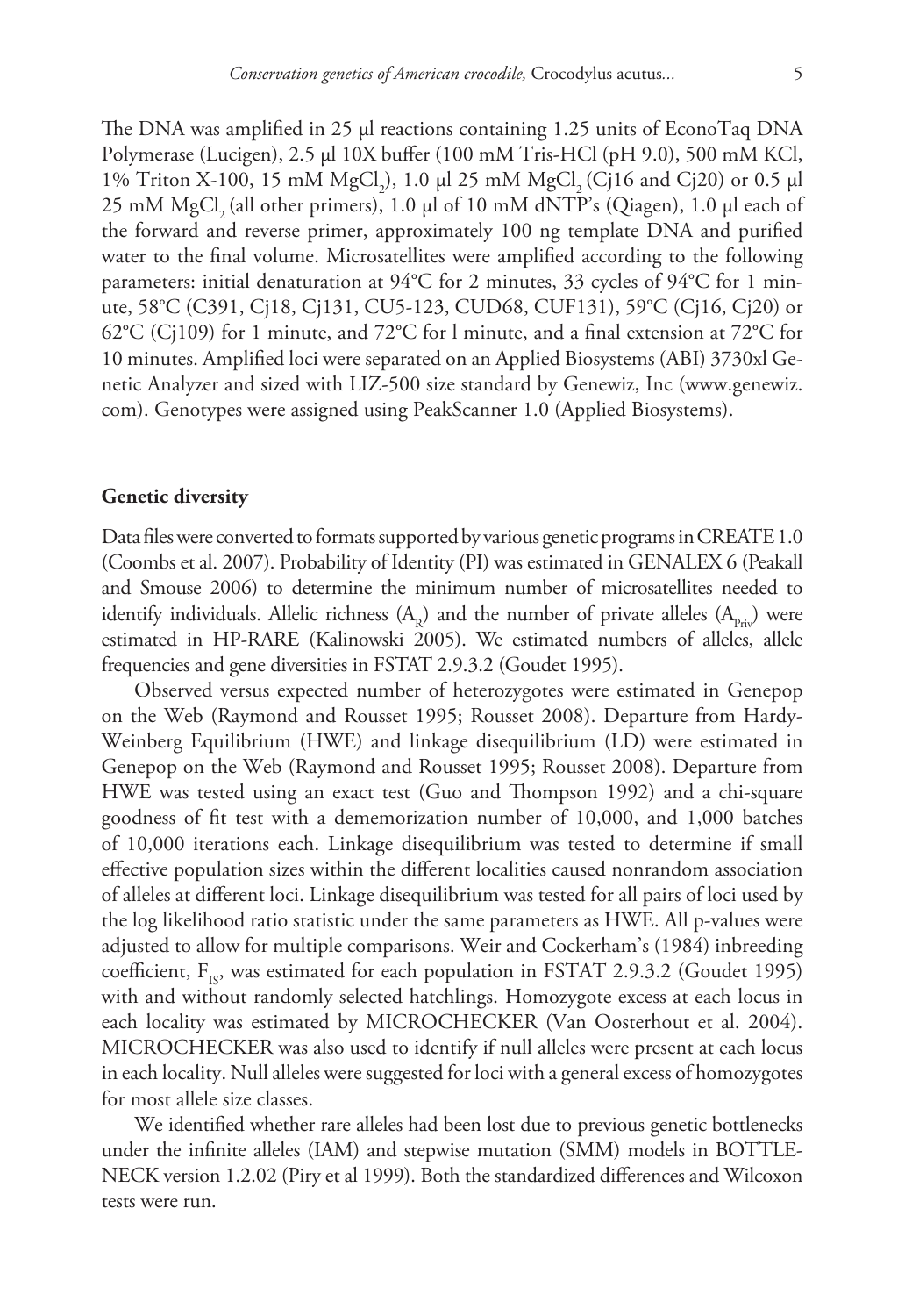The DNA was amplified in 25 µl reactions containing 1.25 units of EconoTaq DNA Polymerase (Lucigen), 2.5 µl 10X buffer (100 mM Tris-HCl (pH 9.0), 500 mM KCl, 1% Triton X-100, 15 mM $MgCl_2$), 1.0 µl 25 mM $MgCl_2$ (Cj16 and Cj20) or 0.5 µl 25 mM $MgCl_2$ (all other primers), 1.0 µl of 10 mM dNTP's (Qiagen), 1.0 µl each of the forward and reverse primer, approximately 100 ng template DNA and purified water to the final volume. Microsatellites were amplified according to the following parameters: initial denaturation at 94°C for 2 minutes, 33 cycles of 94°C for 1 minute, 58°C (C391, Cj18, Cj131, CU5-123, CUD68, CUF131), 59°C (Cj16, Cj20) or 62°C (Cj109) for 1 minute, and 72°C for l minute, and a final extension at 72°C for 10 minutes. Amplified loci were separated on an Applied Biosystems (ABI) 3730xl Genetic Analyzer and sized with LIZ-500 size standard by Genewiz, Inc (www.genewiz.com). Genotypes were assigned using PeakScanner 1.0 (Applied Biosystems).

## Genetic diversity

Data files were converted to formats supported by various genetic programs in CREATE 1.0 (Coombs et al. 2007). Probability of Identity (PI) was estimated in GENALEX 6 (Peakall and Smouse 2006) to determine the minimum number of microsatellites needed to identify individuals. Allelic richness ($A_R$) and the number of private alleles ($A_{Priv}$) were estimated in HP-RARE (Kalinowski 2005). We estimated numbers of alleles, allele frequencies and gene diversities in FSTAT 2.9.3.2 (Goudet 1995).

Observed versus expected number of heterozygotes were estimated in Genepop on the Web (Raymond and Rousset 1995; Rousset 2008). Departure from Hardy-Weinberg Equilibrium (HWE) and linkage disequilibrium (LD) were estimated in Genepop on the Web (Raymond and Rousset 1995; Rousset 2008). Departure from HWE was tested using an exact test (Guo and Thompson 1992) and a chi-square goodness of fit test with a dememorization number of 10,000, and 1,000 batches of 10,000 iterations each. Linkage disequilibrium was tested to determine if small effective population sizes within the different localities caused nonrandom association of alleles at different loci. Linkage disequilibrium was tested for all pairs of loci used by the log likelihood ratio statistic under the same parameters as HWE. All p-values were adjusted to allow for multiple comparisons. Weir and Cockerham's (1984) inbreeding coefficient, $F_{IS}$, was estimated for each population in FSTAT 2.9.3.2 (Goudet 1995) with and without randomly selected hatchlings. Homozygote excess at each locus in each locality was estimated by MICROCHECKER (Van Oosterhout et al. 2004). MICROCHECKER was also used to identify if null alleles were present at each locus in each locality. Null alleles were suggested for loci with a general excess of homozygotes for most allele size classes.

We identified whether rare alleles had been lost due to previous genetic bottlenecks under the infinite alleles (IAM) and stepwise mutation (SMM) models in BOTTLENECK version 1.2.02 (Piry et al 1999). Both the standardized differences and Wilcoxon tests were run.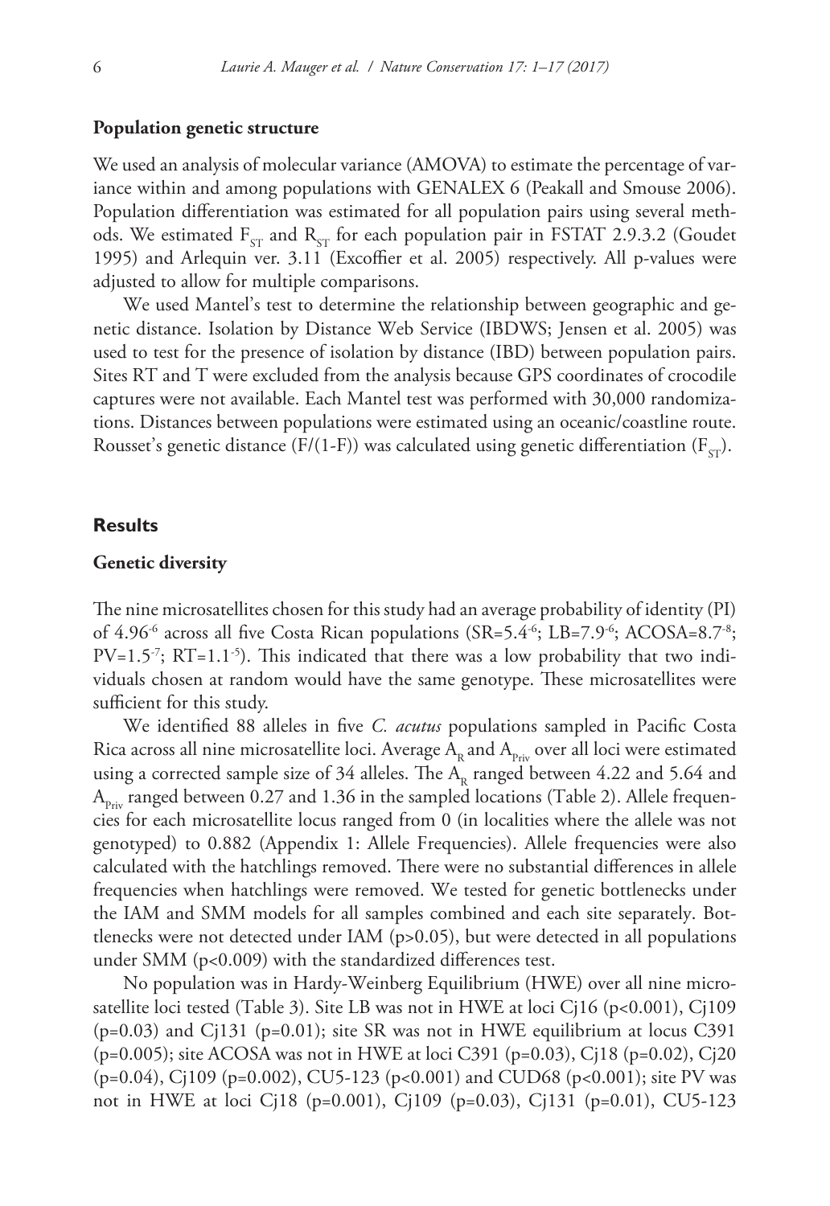### Population genetic structure

We used an analysis of molecular variance (AMOVA) to estimate the percentage of variance within and among populations with GENALEX 6 (Peakall and Smouse 2006). Population differentiation was estimated for all population pairs using several methods. We estimated $F_{ST}$ and $R_{ST}$ for each population pair in FSTAT 2.9.3.2 (Goudet 1995) and Arlequin ver. 3.11 (Excoffier et al. 2005) respectively. All p-values were adjusted to allow for multiple comparisons.

We used Mantel's test to determine the relationship between geographic and genetic distance. Isolation by Distance Web Service (IBDWS; Jensen et al. 2005) was used to test for the presence of isolation by distance (IBD) between population pairs. Sites RT and T were excluded from the analysis because GPS coordinates of crocodile captures were not available. Each Mantel test was performed with 30,000 randomizations. Distances between populations were estimated using an oceanic/coastline route. Rousset's genetic distance (F/(1-F)) was calculated using genetic differentiation ($F_{ST}$).

## Results

### Genetic diversity

The nine microsatellites chosen for this study had an average probability of identity (PI) of $4.96^{-6}$ across all five Costa Rican populations (SR=$5.4^{-6}$; LB=$7.9^{-6}$; ACOSA=$8.7^{-8}$; PV=$1.5^{-7}$; RT=$1.1^{-5}$). This indicated that there was a low probability that two individuals chosen at random would have the same genotype. These microsatellites were sufficient for this study.

We identified 88 alleles in five *C. acutus* populations sampled in Pacific Costa Rica across all nine microsatellite loci. Average $A_R$ and $A_{Priv}$ over all loci were estimated using a corrected sample size of 34 alleles. The $A_R$ ranged between 4.22 and 5.64 and $A_{Priv}$ ranged between 0.27 and 1.36 in the sampled locations (Table 2). Allele frequencies for each microsatellite locus ranged from 0 (in localities where the allele was not genotyped) to 0.882 (Appendix 1: Allele Frequencies). Allele frequencies were also calculated with the hatchlings removed. There were no substantial differences in allele frequencies when hatchlings were removed. We tested for genetic bottlenecks under the IAM and SMM models for all samples combined and each site separately. Bottlenecks were not detected under IAM ($p>0.05$), but were detected in all populations under SMM ($p<0.009$) with the standardized differences test.

No population was in Hardy-Weinberg Equilibrium (HWE) over all nine microsatellite loci tested (Table 3). Site LB was not in HWE at loci Cj16 ($p<0.001$), Cj109 ($p=0.03$) and Cj131 ($p=0.01$); site SR was not in HWE equilibrium at locus C391 ($p=0.005$); site ACOSA was not in HWE at loci C391 ($p=0.03$), Cj18 ($p=0.02$), Cj20 ($p=0.04$), Cj109 ($p=0.002$), CU5-123 ($p<0.001$) and CUD68 ($p<0.001$); site PV was not in HWE at loci Cj18 ($p=0.001$), Cj109 ($p=0.03$), Cj131 ($p=0.01$), CU5-123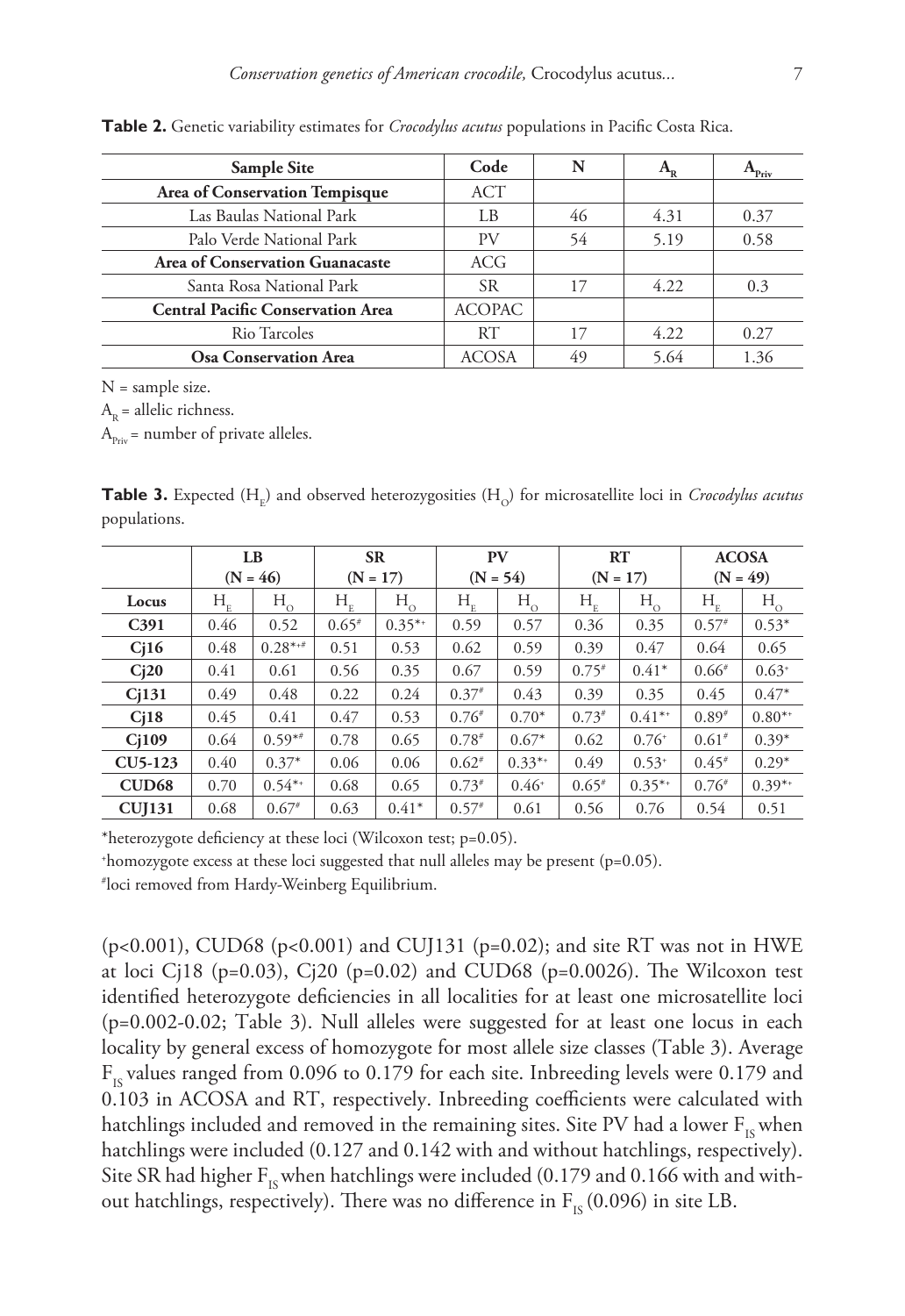**Table 2.** Genetic variability estimates for *Crocodylus acutus* populations in Pacific Costa Rica.

| Sample Site | Code | N | $A_R$ | $A_{Priv}$ |
|---|---|---|---|---|
| **Area of Conservation Tempisque** | ACT | | | |
| Las Baulas National Park | LB | 46 | 4.31 | 0.37 |
| Palo Verde National Park | PV | 54 | 5.19 | 0.58 |
| **Area of Conservation Guanacaste** | ACG | | | |
| Santa Rosa National Park | SR | 17 | 4.22 | 0.3 |
| **Central Pacific Conservation Area** | ACOPAC | | | |
| Rio Tarcoles | RT | 17 | 4.22 | 0.27 |
| **Osa Conservation Area** | ACOSA | 49 | 5.64 | 1.36 |

N = sample size.

$A_R$ = allelic richness.

$A_{Priv}$ = number of private alleles.

**Table 3.** Expected ($H_E$) and observed heterozygosities ($H_O$) for microsatellite loci in *Crocodylus acutus* populations.

| | LB (N = 46) | | SR (N = 17) | | PV (N = 54) | | RT (N = 17) | | ACOSA (N = 49) | |
|---|---|---|---|---|---|---|---|---|---|---|
| **Locus** | $H_E$ | $H_O$ | $H_E$ | $H_O$ | $H_E$ | $H_O$ | $H_E$ | $H_O$ | $H_E$ | $H_O$ |
| **C391** | 0.46 | 0.52 | 0.65# | 0.35*+ | 0.59 | 0.57 | 0.36 | 0.35 | 0.57# | 0.53* |
| **Cj16** | 0.48 | 0.28*+# | 0.51 | 0.53 | 0.62 | 0.59 | 0.39 | 0.47 | 0.64 | 0.65 |
| **Cj20** | 0.41 | 0.61 | 0.56 | 0.35 | 0.67 | 0.59 | 0.75# | 0.41* | 0.66# | 0.63+ |
| **Cj131** | 0.49 | 0.48 | 0.22 | 0.24 | 0.37# | 0.43 | 0.39 | 0.35 | 0.45 | 0.47* |
| **Cj18** | 0.45 | 0.41 | 0.47 | 0.53 | 0.76# | 0.70* | 0.73# | 0.41*+ | 0.89# | 0.80*+ |
| **Cj109** | 0.64 | 0.59*# | 0.78 | 0.65 | 0.78# | 0.67* | 0.62 | 0.76+ | 0.61# | 0.39* |
| **CU5-123** | 0.40 | 0.37* | 0.06 | 0.06 | 0.62# | 0.33*+ | 0.49 | 0.53+ | 0.45# | 0.29* |
| **CUD68** | 0.70 | 0.54*+ | 0.68 | 0.65 | 0.73# | 0.46+ | 0.65# | 0.35*+ | 0.76# | 0.39*+ |
| **CUJ131** | 0.68 | 0.67# | 0.63 | 0.41* | 0.57# | 0.61 | 0.56 | 0.76 | 0.54 | 0.51 |

*heterozygote deficiency at these loci (Wilcoxon test; p=0.05).

+homozygote excess at these loci suggested that null alleles may be present (p=0.05).

#loci removed from Hardy-Weinberg Equilibrium.

($p<0.001$), CUD68 ($p<0.001$) and CUJ131 ($p=0.02$); and site RT was not in HWE at loci Cj18 ($p=0.03$), Cj20 ($p=0.02$) and CUD68 ($p=0.0026$). The Wilcoxon test identified heterozygote deficiencies in all localities for at least one microsatellite loci ($p=0.002$-$0.02$; Table 3). Null alleles were suggested for at least one locus in each locality by general excess of homozygote for most allele size classes (Table 3). Average $F_{IS}$ values ranged from 0.096 to 0.179 for each site. Inbreeding levels were 0.179 and 0.103 in ACOSA and RT, respectively. Inbreeding coefficients were calculated with hatchlings included and removed in the remaining sites. Site PV had a lower $F_{IS}$ when hatchlings were included (0.127 and 0.142 with and without hatchlings, respectively). Site SR had higher $F_{IS}$ when hatchlings were included (0.179 and 0.166 with and without hatchlings, respectively). There was no difference in $F_{IS}$ (0.096) in site LB.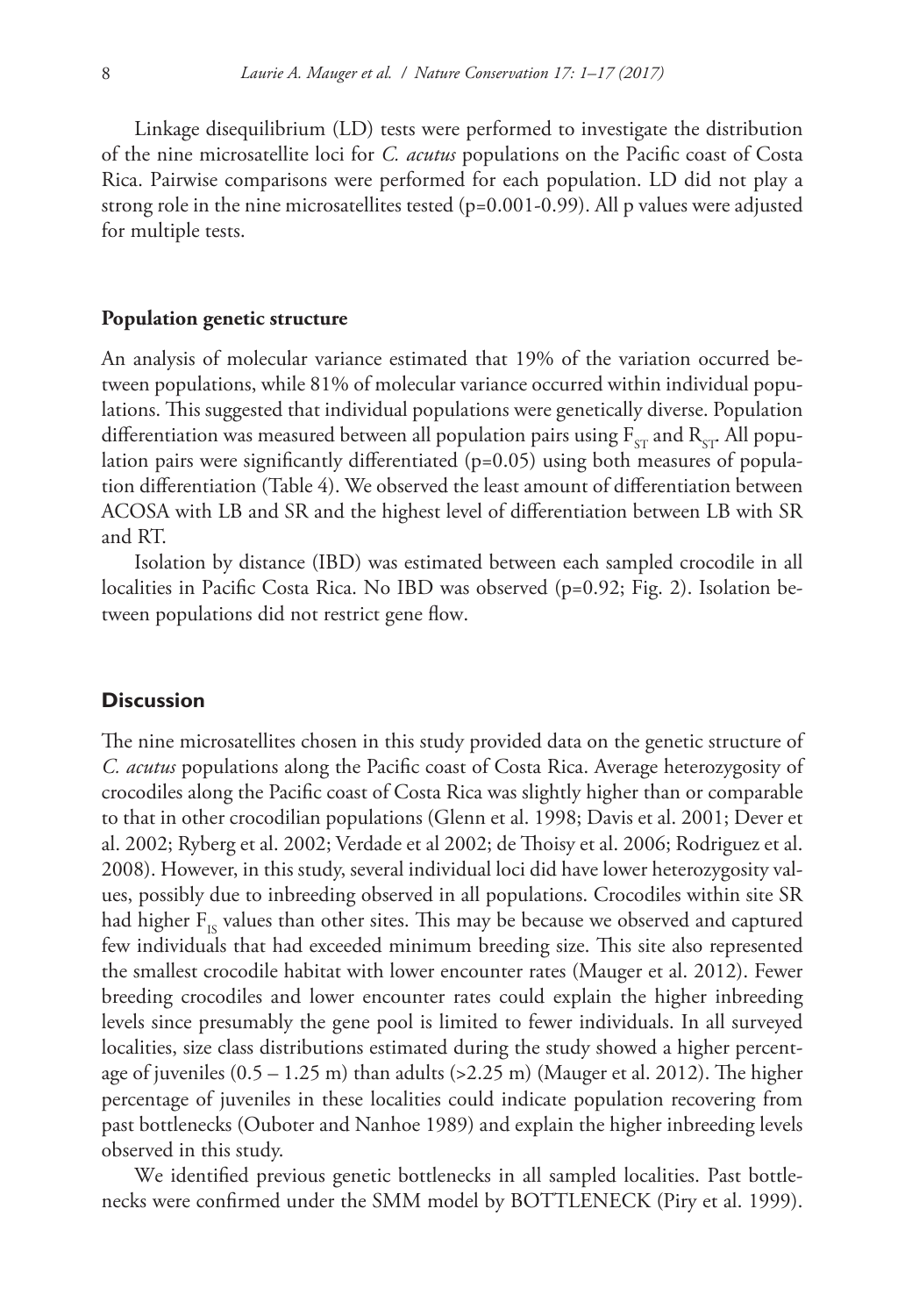Linkage disequilibrium (LD) tests were performed to investigate the distribution of the nine microsatellite loci for *C. acutus* populations on the Pacific coast of Costa Rica. Pairwise comparisons were performed for each population. LD did not play a strong role in the nine microsatellites tested (p=0.001-0.99). All p values were adjusted for multiple tests.

### Population genetic structure

An analysis of molecular variance estimated that 19% of the variation occurred between populations, while 81% of molecular variance occurred within individual populations. This suggested that individual populations were genetically diverse. Population differentiation was measured between all population pairs using $F_{ST}$ and $R_{ST}$. All population pairs were significantly differentiated (p=0.05) using both measures of population differentiation (Table 4). We observed the least amount of differentiation between ACOSA with LB and SR and the highest level of differentiation between LB with SR and RT.

Isolation by distance (IBD) was estimated between each sampled crocodile in all localities in Pacific Costa Rica. No IBD was observed (p=0.92; Fig. 2). Isolation between populations did not restrict gene flow.

## Discussion

The nine microsatellites chosen in this study provided data on the genetic structure of *C. acutus* populations along the Pacific coast of Costa Rica. Average heterozygosity of crocodiles along the Pacific coast of Costa Rica was slightly higher than or comparable to that in other crocodilian populations (Glenn et al. 1998; Davis et al. 2001; Dever et al. 2002; Ryberg et al. 2002; Verdade et al 2002; de Thoisy et al. 2006; Rodriguez et al. 2008). However, in this study, several individual loci did have lower heterozygosity values, possibly due to inbreeding observed in all populations. Crocodiles within site SR had higher $F_{IS}$ values than other sites. This may be because we observed and captured few individuals that had exceeded minimum breeding size. This site also represented the smallest crocodile habitat with lower encounter rates (Mauger et al. 2012). Fewer breeding crocodiles and lower encounter rates could explain the higher inbreeding levels since presumably the gene pool is limited to fewer individuals. In all surveyed localities, size class distributions estimated during the study showed a higher percentage of juveniles (0.5 – 1.25 m) than adults (>2.25 m) (Mauger et al. 2012). The higher percentage of juveniles in these localities could indicate population recovering from past bottlenecks (Ouboter and Nanhoe 1989) and explain the higher inbreeding levels observed in this study.

We identified previous genetic bottlenecks in all sampled localities. Past bottlenecks were confirmed under the SMM model by BOTTLENECK (Piry et al. 1999).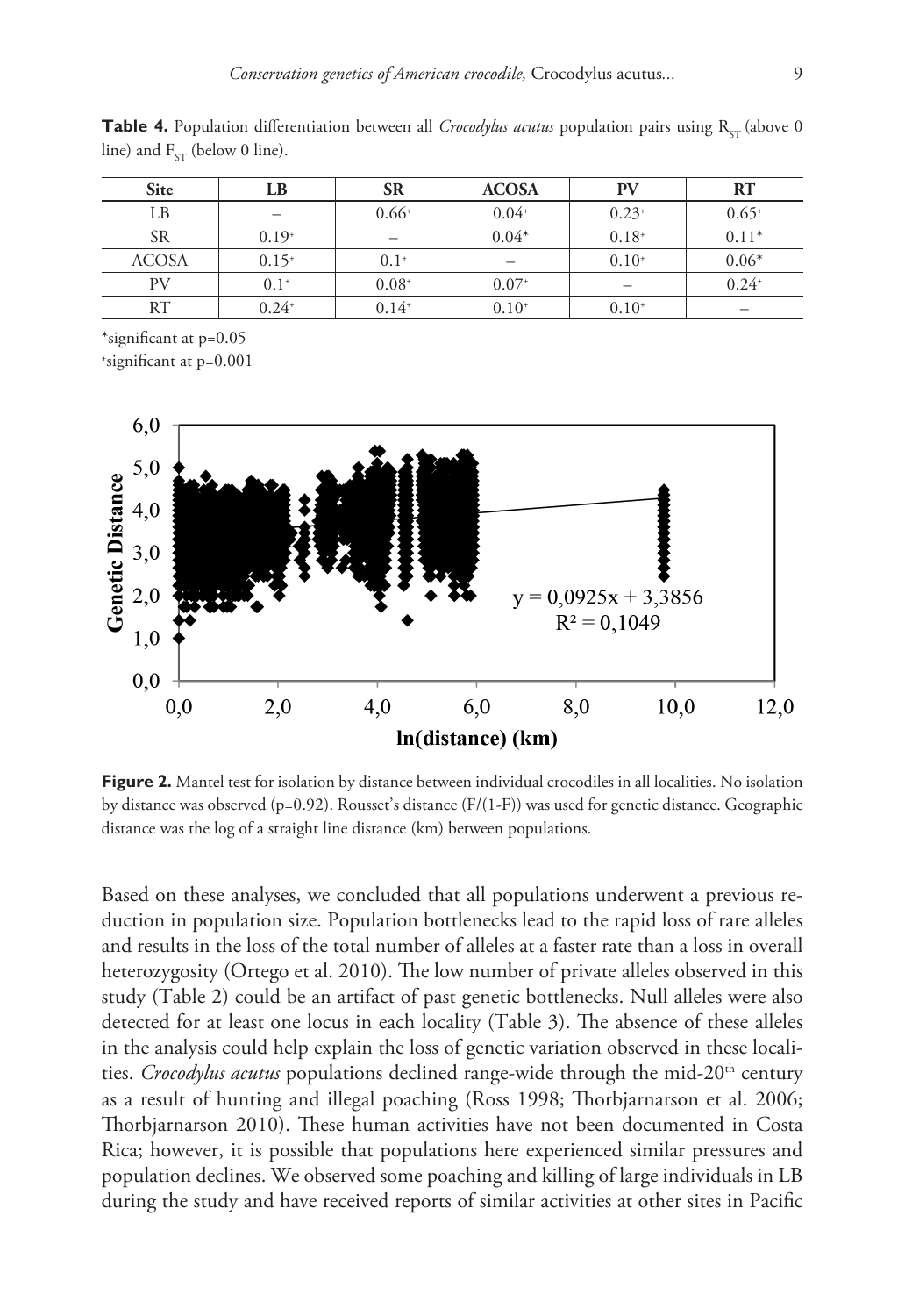**Table 4.** Population differentiation between all *Crocodylus acutus* population pairs using $R_{ST}$ (above 0 line) and $F_{ST}$ (below 0 line).

| Site | LB | SR | ACOSA | PV | RT |
|---|---|---|---|---|---|
| LB | – | 0.66[+] | 0.04[+] | 0.23[+] | 0.65[+] |
| SR | 0.19[+] | – | 0.04* | 0.18[+] | 0.11* |
| ACOSA | 0.15[+] | 0.1[+] | – | 0.10[+] | 0.06* |
| PV | 0.1[+] | 0.08[+] | 0.07[+] | – | 0.24[+] |
| RT | 0.24[+] | 0.14[+] | 0.10[+] | 0.10[+] | – |

*significant at p=0.05
[+]significant at p=0.001

Genetic Distance
6,0
5,0
4,0
3,0
2,0
1,0
0,0
0,0 2,0 4,0 6,0 8,0 10,0 12,0
ln(distance) (km)
y = 0,0925x + 3,3856
R² = 0,1049

**Figure 2.** Mantel test for isolation by distance between individual crocodiles in all localities. No isolation by distance was observed (p=0.92). Rousset's distance (F/(1-F)) was used for genetic distance. Geographic distance was the log of a straight line distance (km) between populations.

Based on these analyses, we concluded that all populations underwent a previous reduction in population size. Population bottlenecks lead to the rapid loss of rare alleles and results in the loss of the total number of alleles at a faster rate than a loss in overall heterozygosity (Ortego et al. 2010). The low number of private alleles observed in this study (Table 2) could be an artifact of past genetic bottlenecks. Null alleles were also detected for at least one locus in each locality (Table 3). The absence of these alleles in the analysis could help explain the loss of genetic variation observed in these localities. *Crocodylus acutus* populations declined range-wide through the mid-20th century as a result of hunting and illegal poaching (Ross 1998; Thorbjarnarson et al. 2006; Thorbjarnarson 2010). These human activities have not been documented in Costa Rica; however, it is possible that populations here experienced similar pressures and population declines. We observed some poaching and killing of large individuals in LB during the study and have received reports of similar activities at other sites in Pacific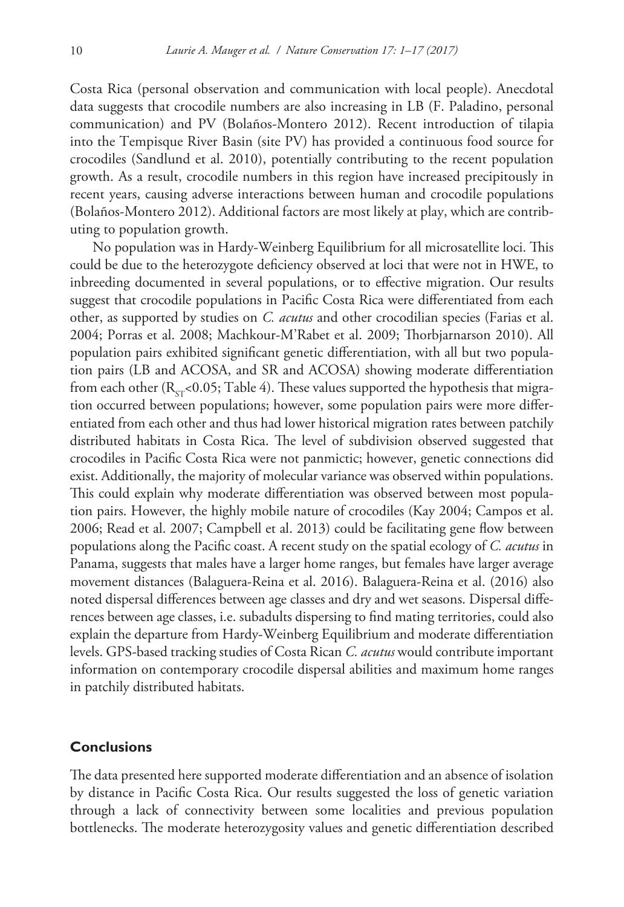Costa Rica (personal observation and communication with local people). Anecdotal data suggests that crocodile numbers are also increasing in LB (F. Paladino, personal communication) and PV (Bolaños-Montero 2012). Recent introduction of tilapia into the Tempisque River Basin (site PV) has provided a continuous food source for crocodiles (Sandlund et al. 2010), potentially contributing to the recent population growth. As a result, crocodile numbers in this region have increased precipitously in recent years, causing adverse interactions between human and crocodile populations (Bolaños-Montero 2012). Additional factors are most likely at play, which are contributing to population growth.

No population was in Hardy-Weinberg Equilibrium for all microsatellite loci. This could be due to the heterozygote deficiency observed at loci that were not in HWE, to inbreeding documented in several populations, or to effective migration. Our results suggest that crocodile populations in Pacific Costa Rica were differentiated from each other, as supported by studies on *C. acutus* and other crocodilian species (Farias et al. 2004; Porras et al. 2008; Machkour-M'Rabet et al. 2009; Thorbjarnarson 2010). All population pairs exhibited significant genetic differentiation, with all but two population pairs (LB and ACOSA, and SR and ACOSA) showing moderate differentiation from each other ($R_{ST}$<0.05; Table 4). These values supported the hypothesis that migration occurred between populations; however, some population pairs were more differentiated from each other and thus had lower historical migration rates between patchily distributed habitats in Costa Rica. The level of subdivision observed suggested that crocodiles in Pacific Costa Rica were not panmictic; however, genetic connections did exist. Additionally, the majority of molecular variance was observed within populations. This could explain why moderate differentiation was observed between most population pairs. However, the highly mobile nature of crocodiles (Kay 2004; Campos et al. 2006; Read et al. 2007; Campbell et al. 2013) could be facilitating gene flow between populations along the Pacific coast. A recent study on the spatial ecology of *C. acutus* in Panama, suggests that males have a larger home ranges, but females have larger average movement distances (Balaguera-Reina et al. 2016). Balaguera-Reina et al. (2016) also noted dispersal differences between age classes and dry and wet seasons. Dispersal differences between age classes, i.e. subadults dispersing to find mating territories, could also explain the departure from Hardy-Weinberg Equilibrium and moderate differentiation levels. GPS-based tracking studies of Costa Rican *C. acutus* would contribute important information on contemporary crocodile dispersal abilities and maximum home ranges in patchily distributed habitats.

## Conclusions

The data presented here supported moderate differentiation and an absence of isolation by distance in Pacific Costa Rica. Our results suggested the loss of genetic variation through a lack of connectivity between some localities and previous population bottlenecks. The moderate heterozygosity values and genetic differentiation described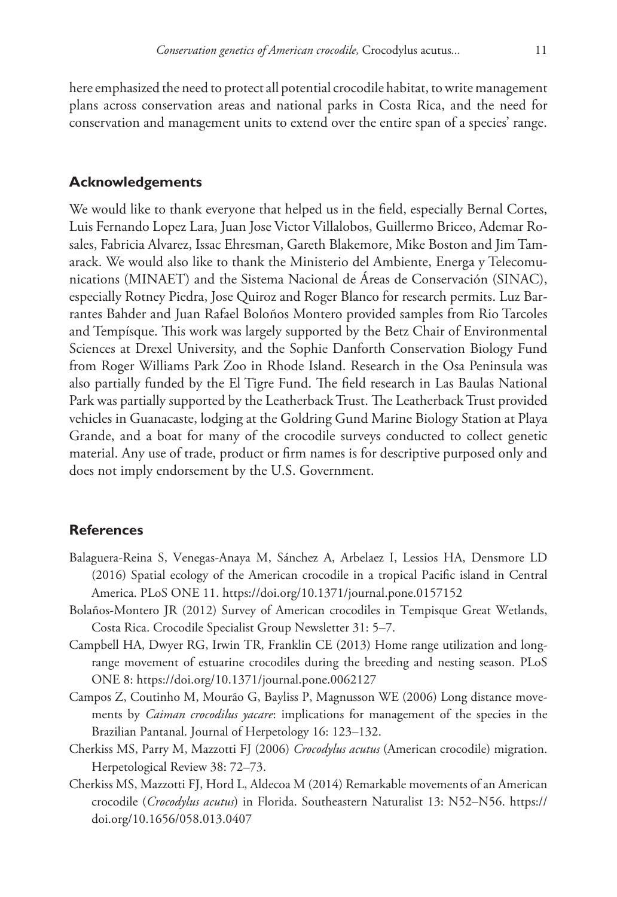here emphasized the need to protect all potential crocodile habitat, to write management plans across conservation areas and national parks in Costa Rica, and the need for conservation and management units to extend over the entire span of a species' range.

## Acknowledgements

We would like to thank everyone that helped us in the field, especially Bernal Cortes, Luis Fernando Lopez Lara, Juan Jose Victor Villalobos, Guillermo Briceo, Ademar Rosales, Fabricia Alvarez, Issac Ehresman, Gareth Blakemore, Mike Boston and Jim Tamarack. We would also like to thank the Ministerio del Ambiente, Energa y Telecomunications (MINAET) and the Sistema Nacional de Áreas de Conservación (SINAC), especially Rotney Piedra, Jose Quiroz and Roger Blanco for research permits. Luz Barrantes Bahder and Juan Rafael Boloños Montero provided samples from Rio Tarcoles and Tempísque. This work was largely supported by the Betz Chair of Environmental Sciences at Drexel University, and the Sophie Danforth Conservation Biology Fund from Roger Williams Park Zoo in Rhode Island. Research in the Osa Peninsula was also partially funded by the El Tigre Fund. The field research in Las Baulas National Park was partially supported by the Leatherback Trust. The Leatherback Trust provided vehicles in Guanacaste, lodging at the Goldring Gund Marine Biology Station at Playa Grande, and a boat for many of the crocodile surveys conducted to collect genetic material. Any use of trade, product or firm names is for descriptive purposed only and does not imply endorsement by the U.S. Government.

## References

Balaguera-Reina S, Venegas-Anaya M, Sánchez A, Arbelaez I, Lessios HA, Densmore LD (2016) Spatial ecology of the American crocodile in a tropical Pacific island in Central America. PLoS ONE 11. https://doi.org/10.1371/journal.pone.0157152

Bolaños-Montero JR (2012) Survey of American crocodiles in Tempisque Great Wetlands, Costa Rica. Crocodile Specialist Group Newsletter 31: 5–7.

Campbell HA, Dwyer RG, Irwin TR, Franklin CE (2013) Home range utilization and long-range movement of estuarine crocodiles during the breeding and nesting season. PLoS ONE 8: https://doi.org/10.1371/journal.pone.0062127

Campos Z, Coutinho M, Mourão G, Bayliss P, Magnusson WE (2006) Long distance movements by *Caiman crocodilus yacare*: implications for management of the species in the Brazilian Pantanal. Journal of Herpetology 16: 123–132.

Cherkiss MS, Parry M, Mazzotti FJ (2006) *Crocodylus acutus* (American crocodile) migration. Herpetological Review 38: 72–73.

Cherkiss MS, Mazzotti FJ, Hord L, Aldecoa M (2014) Remarkable movements of an American crocodile (*Crocodylus acutus*) in Florida. Southeastern Naturalist 13: N52–N56. https://doi.org/10.1656/058.013.0407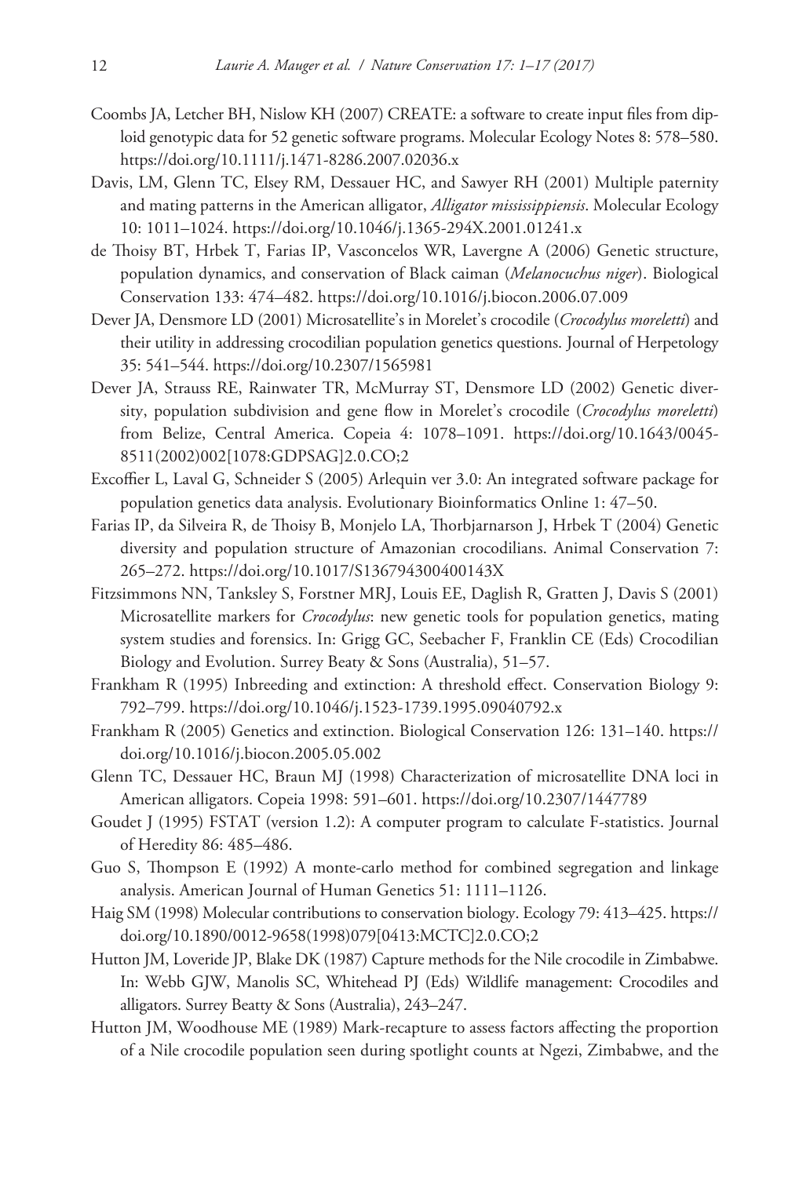Coombs JA, Letcher BH, Nislow KH (2007) CREATE: a software to create input files from diploid genotypic data for 52 genetic software programs. Molecular Ecology Notes 8: 578–580. https://doi.org/10.1111/j.1471-8286.2007.02036.x

Davis, LM, Glenn TC, Elsey RM, Dessauer HC, and Sawyer RH (2001) Multiple paternity and mating patterns in the American alligator, *Alligator mississippiensis*. Molecular Ecology 10: 1011–1024. https://doi.org/10.1046/j.1365-294X.2001.01241.x

de Thoisy BT, Hrbek T, Farias IP, Vasconcelos WR, Lavergne A (2006) Genetic structure, population dynamics, and conservation of Black caiman (*Melanocuchus niger*). Biological Conservation 133: 474–482. https://doi.org/10.1016/j.biocon.2006.07.009

Dever JA, Densmore LD (2001) Microsatellite's in Morelet's crocodile (*Crocodylus moreletti*) and their utility in addressing crocodilian population genetics questions. Journal of Herpetology 35: 541–544. https://doi.org/10.2307/1565981

Dever JA, Strauss RE, Rainwater TR, McMurray ST, Densmore LD (2002) Genetic diversity, population subdivision and gene flow in Morelet's crocodile (*Crocodylus moreletti*) from Belize, Central America. Copeia 4: 1078–1091. https://doi.org/10.1643/0045-8511(2002)002[1078:GDPSAG]2.0.CO;2

Excoffier L, Laval G, Schneider S (2005) Arlequin ver 3.0: An integrated software package for population genetics data analysis. Evolutionary Bioinformatics Online 1: 47–50.

Farias IP, da Silveira R, de Thoisy B, Monjelo LA, Thorbjarnarson J, Hrbek T (2004) Genetic diversity and population structure of Amazonian crocodilians. Animal Conservation 7: 265–272. https://doi.org/10.1017/S136794300400143X

Fitzsimmons NN, Tanksley S, Forstner MRJ, Louis EE, Daglish R, Gratten J, Davis S (2001) Microsatellite markers for *Crocodylus*: new genetic tools for population genetics, mating system studies and forensics. In: Grigg GC, Seebacher F, Franklin CE (Eds) Crocodilian Biology and Evolution. Surrey Beaty & Sons (Australia), 51–57.

Frankham R (1995) Inbreeding and extinction: A threshold effect. Conservation Biology 9: 792–799. https://doi.org/10.1046/j.1523-1739.1995.09040792.x

Frankham R (2005) Genetics and extinction. Biological Conservation 126: 131–140. https://doi.org/10.1016/j.biocon.2005.05.002

Glenn TC, Dessauer HC, Braun MJ (1998) Characterization of microsatellite DNA loci in American alligators. Copeia 1998: 591–601. https://doi.org/10.2307/1447789

Goudet J (1995) FSTAT (version 1.2): A computer program to calculate F-statistics. Journal of Heredity 86: 485–486.

Guo S, Thompson E (1992) A monte-carlo method for combined segregation and linkage analysis. American Journal of Human Genetics 51: 1111–1126.

Haig SM (1998) Molecular contributions to conservation biology. Ecology 79: 413–425. https://doi.org/10.1890/0012-9658(1998)079[0413:MCTC]2.0.CO;2

Hutton JM, Loveride JP, Blake DK (1987) Capture methods for the Nile crocodile in Zimbabwe. In: Webb GJW, Manolis SC, Whitehead PJ (Eds) Wildlife management: Crocodiles and alligators. Surrey Beatty & Sons (Australia), 243–247.

Hutton JM, Woodhouse ME (1989) Mark-recapture to assess factors affecting the proportion of a Nile crocodile population seen during spotlight counts at Ngezi, Zimbabwe, and the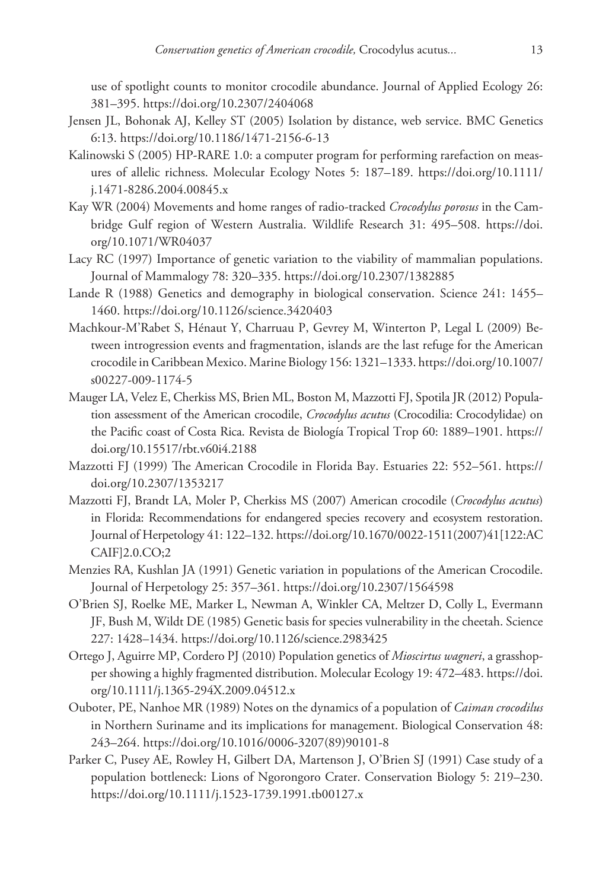use of spotlight counts to monitor crocodile abundance. Journal of Applied Ecology 26: 381–395. https://doi.org/10.2307/2404068

Jensen JL, Bohonak AJ, Kelley ST (2005) Isolation by distance, web service. BMC Genetics 6:13. https://doi.org/10.1186/1471-2156-6-13

Kalinowski S (2005) HP-RARE 1.0: a computer program for performing rarefaction on measures of allelic richness. Molecular Ecology Notes 5: 187–189. https://doi.org/10.1111/j.1471-8286.2004.00845.x

Kay WR (2004) Movements and home ranges of radio-tracked *Crocodylus porosus* in the Cambridge Gulf region of Western Australia. Wildlife Research 31: 495–508. https://doi.org/10.1071/WR04037

Lacy RC (1997) Importance of genetic variation to the viability of mammalian populations. Journal of Mammalogy 78: 320–335. https://doi.org/10.2307/1382885

Lande R (1988) Genetics and demography in biological conservation. Science 241: 1455–1460. https://doi.org/10.1126/science.3420403

Machkour-M'Rabet S, Hénaut Y, Charruau P, Gevrey M, Winterton P, Legal L (2009) Between introgression events and fragmentation, islands are the last refuge for the American crocodile in Caribbean Mexico. Marine Biology 156: 1321–1333. https://doi.org/10.1007/s00227-009-1174-5

Mauger LA, Velez E, Cherkiss MS, Brien ML, Boston M, Mazzotti FJ, Spotila JR (2012) Population assessment of the American crocodile, *Crocodylus acutus* (Crocodilia: Crocodylidae) on the Pacific coast of Costa Rica. Revista de Biología Tropical Trop 60: 1889–1901. https://doi.org/10.15517/rbt.v60i4.2188

Mazzotti FJ (1999) The American Crocodile in Florida Bay. Estuaries 22: 552–561. https://doi.org/10.2307/1353217

Mazzotti FJ, Brandt LA, Moler P, Cherkiss MS (2007) American crocodile (*Crocodylus acutus*) in Florida: Recommendations for endangered species recovery and ecosystem restoration. Journal of Herpetology 41: 122–132. https://doi.org/10.1670/0022-1511(2007)41[122:ACCAIF]2.0.CO;2

Menzies RA, Kushlan JA (1991) Genetic variation in populations of the American Crocodile. Journal of Herpetology 25: 357–361. https://doi.org/10.2307/1564598

O'Brien SJ, Roelke ME, Marker L, Newman A, Winkler CA, Meltzer D, Colly L, Evermann JF, Bush M, Wildt DE (1985) Genetic basis for species vulnerability in the cheetah. Science 227: 1428–1434. https://doi.org/10.1126/science.2983425

Ortego J, Aguirre MP, Cordero PJ (2010) Population genetics of *Mioscirtus wagneri*, a grasshopper showing a highly fragmented distribution. Molecular Ecology 19: 472–483. https://doi.org/10.1111/j.1365-294X.2009.04512.x

Ouboter, PE, Nanhoe MR (1989) Notes on the dynamics of a population of *Caiman crocodilus* in Northern Suriname and its implications for management. Biological Conservation 48: 243–264. https://doi.org/10.1016/0006-3207(89)90101-8

Parker C, Pusey AE, Rowley H, Gilbert DA, Martenson J, O'Brien SJ (1991) Case study of a population bottleneck: Lions of Ngorongoro Crater. Conservation Biology 5: 219–230. https://doi.org/10.1111/j.1523-1739.1991.tb00127.x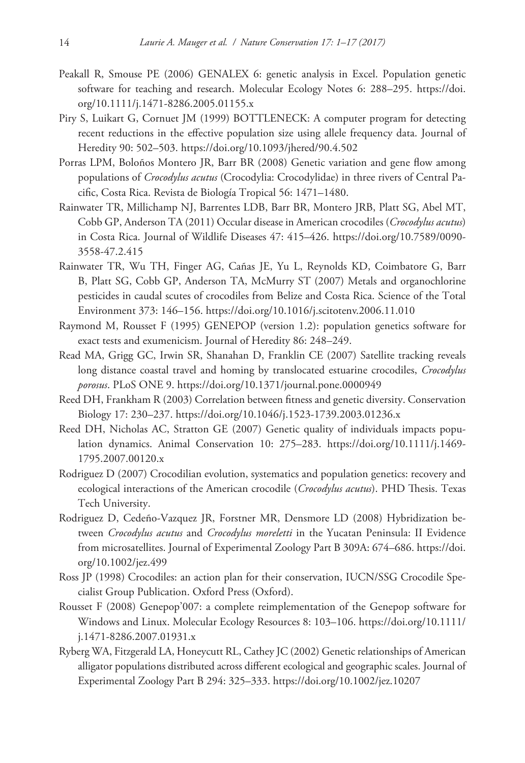Peakall R, Smouse PE (2006) GENALEX 6: genetic analysis in Excel. Population genetic software for teaching and research. Molecular Ecology Notes 6: 288–295. https://doi.org/10.1111/j.1471-8286.2005.01155.x

Piry S, Luikart G, Cornuet JM (1999) BOTTLENECK: A computer program for detecting recent reductions in the effective population size using allele frequency data. Journal of Heredity 90: 502–503. https://doi.org/10.1093/jhered/90.4.502

Porras LPM, Boloños Montero JR, Barr BR (2008) Genetic variation and gene flow among populations of *Crocodylus acutus* (Crocodylia: Crocodylidae) in three rivers of Central Pacific, Costa Rica. Revista de Biología Tropical 56: 1471–1480.

Rainwater TR, Millichamp NJ, Barrentes LDB, Barr BR, Montero JRB, Platt SG, Abel MT, Cobb GP, Anderson TA (2011) Occular disease in American crocodiles (*Crocodylus acutus*) in Costa Rica. Journal of Wildlife Diseases 47: 415–426. https://doi.org/10.7589/0090-3558-47.2.415

Rainwater TR, Wu TH, Finger AG, Cañas JE, Yu L, Reynolds KD, Coimbatore G, Barr B, Platt SG, Cobb GP, Anderson TA, McMurry ST (2007) Metals and organochlorine pesticides in caudal scutes of crocodiles from Belize and Costa Rica. Science of the Total Environment 373: 146–156. https://doi.org/10.1016/j.scitotenv.2006.11.010

Raymond M, Rousset F (1995) GENEPOP (version 1.2): population genetics software for exact tests and exumenicism. Journal of Heredity 86: 248–249.

Read MA, Grigg GC, Irwin SR, Shanahan D, Franklin CE (2007) Satellite tracking reveals long distance coastal travel and homing by translocated estuarine crocodiles, *Crocodylus porosus*. PLoS ONE 9. https://doi.org/10.1371/journal.pone.0000949

Reed DH, Frankham R (2003) Correlation between fitness and genetic diversity. Conservation Biology 17: 230–237. https://doi.org/10.1046/j.1523-1739.2003.01236.x

Reed DH, Nicholas AC, Stratton GE (2007) Genetic quality of individuals impacts population dynamics. Animal Conservation 10: 275–283. https://doi.org/10.1111/j.1469-1795.2007.00120.x

Rodriguez D (2007) Crocodilian evolution, systematics and population genetics: recovery and ecological interactions of the American crocodile (*Crocodylus acutus*). PHD Thesis. Texas Tech University.

Rodriguez D, Cedeño-Vazquez JR, Forstner MR, Densmore LD (2008) Hybridization between *Crocodylus acutus* and *Crocodylus moreletti* in the Yucatan Peninsula: II Evidence from microsatellites. Journal of Experimental Zoology Part B 309A: 674–686. https://doi.org/10.1002/jez.499

Ross JP (1998) Crocodiles: an action plan for their conservation, IUCN/SSG Crocodile Specialist Group Publication. Oxford Press (Oxford).

Rousset F (2008) Genepop'007: a complete reimplementation of the Genepop software for Windows and Linux. Molecular Ecology Resources 8: 103–106. https://doi.org/10.1111/j.1471-8286.2007.01931.x

Ryberg WA, Fitzgerald LA, Honeycutt RL, Cathey JC (2002) Genetic relationships of American alligator populations distributed across different ecological and geographic scales. Journal of Experimental Zoology Part B 294: 325–333. https://doi.org/10.1002/jez.10207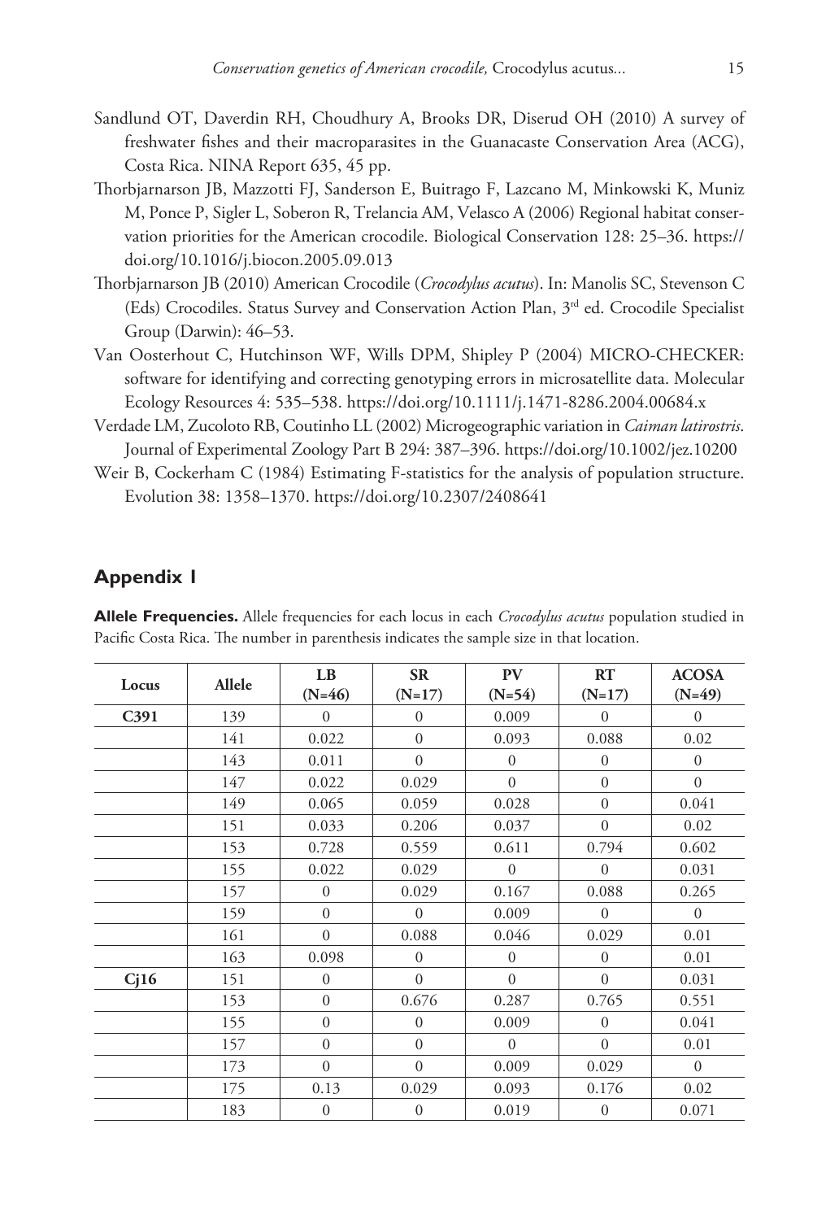Sandlund OT, Daverdin RH, Choudhury A, Brooks DR, Diserud OH (2010) A survey of freshwater fishes and their macroparasites in the Guanacaste Conservation Area (ACG), Costa Rica. NINA Report 635, 45 pp.

Thorbjarnarson JB, Mazzotti FJ, Sanderson E, Buitrago F, Lazcano M, Minkowski K, Muniz M, Ponce P, Sigler L, Soberon R, Trelancia AM, Velasco A (2006) Regional habitat conservation priorities for the American crocodile. Biological Conservation 128: 25–36. https://doi.org/10.1016/j.biocon.2005.09.013

Thorbjarnarson JB (2010) American Crocodile (*Crocodylus acutus*). In: Manolis SC, Stevenson C (Eds) Crocodiles. Status Survey and Conservation Action Plan, 3rd ed. Crocodile Specialist Group (Darwin): 46–53.

Van Oosterhout C, Hutchinson WF, Wills DPM, Shipley P (2004) MICRO-CHECKER: software for identifying and correcting genotyping errors in microsatellite data. Molecular Ecology Resources 4: 535–538. https://doi.org/10.1111/j.1471-8286.2004.00684.x

Verdade LM, Zucoloto RB, Coutinho LL (2002) Microgeographic variation in *Caiman latirostris*. Journal of Experimental Zoology Part B 294: 387–396. https://doi.org/10.1002/jez.10200

Weir B, Cockerham C (1984) Estimating F-statistics for the analysis of population structure. Evolution 38: 1358–1370. https://doi.org/10.2307/2408641

## Appendix 1

**Allele Frequencies.** Allele frequencies for each locus in each *Crocodylus acutus* population studied in Pacific Costa Rica. The number in parenthesis indicates the sample size in that location.

| Locus | Allele | LB (N=46) | SR (N=17) | PV (N=54) | RT (N=17) | ACOSA (N=49) |
|---|---|---|---|---|---|---|
| **C391** | 139 | 0 | 0 | 0.009 | 0 | 0 |
| | 141 | 0.022 | 0 | 0.093 | 0.088 | 0.02 |
| | 143 | 0.011 | 0 | 0 | 0 | 0 |
| | 147 | 0.022 | 0.029 | 0 | 0 | 0 |
| | 149 | 0.065 | 0.059 | 0.028 | 0 | 0.041 |
| | 151 | 0.033 | 0.206 | 0.037 | 0 | 0.02 |
| | 153 | 0.728 | 0.559 | 0.611 | 0.794 | 0.602 |
| | 155 | 0.022 | 0.029 | 0 | 0 | 0.031 |
| | 157 | 0 | 0.029 | 0.167 | 0.088 | 0.265 |
| | 159 | 0 | 0 | 0.009 | 0 | 0 |
| | 161 | 0 | 0.088 | 0.046 | 0.029 | 0.01 |
| | 163 | 0.098 | 0 | 0 | 0 | 0.01 |
| **Cj16** | 151 | 0 | 0 | 0 | 0 | 0.031 |
| | 153 | 0 | 0.676 | 0.287 | 0.765 | 0.551 |
| | 155 | 0 | 0 | 0.009 | 0 | 0.041 |
| | 157 | 0 | 0 | 0 | 0 | 0.01 |
| | 173 | 0 | 0 | 0.009 | 0.029 | 0 |
| | 175 | 0.13 | 0.029 | 0.093 | 0.176 | 0.02 |
| | 183 | 0 | 0 | 0.019 | 0 | 0.071 |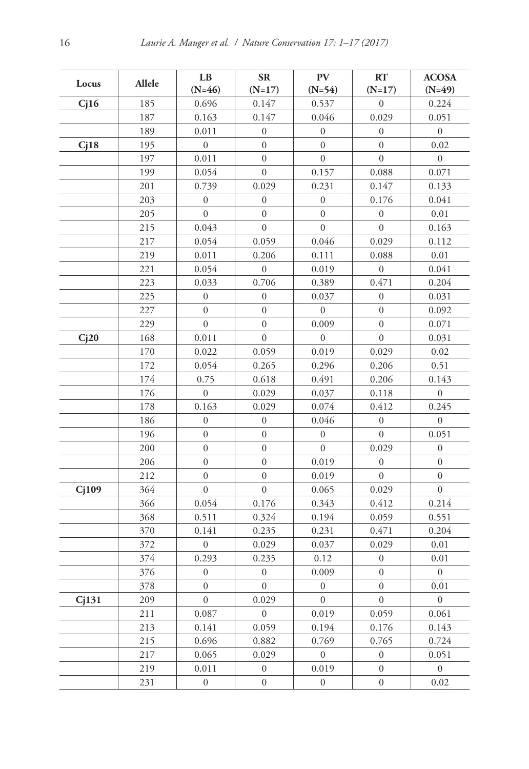| Locus | Allele | LB (N=46) | SR (N=17) | PV (N=54) | RT (N=17) | ACOSA (N=49) |
|---|---|---|---|---|---|---|
| **Cj16** | 185 | 0.696 | 0.147 | 0.537 | 0 | 0.224 |
| | 187 | 0.163 | 0.147 | 0.046 | 0.029 | 0.051 |
| | 189 | 0.011 | 0 | 0 | 0 | 0 |
| **Cj18** | 195 | 0 | 0 | 0 | 0 | 0.02 |
| | 197 | 0.011 | 0 | 0 | 0 | 0 |
| | 199 | 0.054 | 0 | 0.157 | 0.088 | 0.071 |
| | 201 | 0.739 | 0.029 | 0.231 | 0.147 | 0.133 |
| | 203 | 0 | 0 | 0 | 0.176 | 0.041 |
| | 205 | 0 | 0 | 0 | 0 | 0.01 |
| | 215 | 0.043 | 0 | 0 | 0 | 0.163 |
| | 217 | 0.054 | 0.059 | 0.046 | 0.029 | 0.112 |
| | 219 | 0.011 | 0.206 | 0.111 | 0.088 | 0.01 |
| | 221 | 0.054 | 0 | 0.019 | 0 | 0.041 |
| | 223 | 0.033 | 0.706 | 0.389 | 0.471 | 0.204 |
| | 225 | 0 | 0 | 0.037 | 0 | 0.031 |
| | 227 | 0 | 0 | 0 | 0 | 0.092 |
| | 229 | 0 | 0 | 0.009 | 0 | 0.071 |
| **Cj20** | 168 | 0.011 | 0 | 0 | 0 | 0.031 |
| | 170 | 0.022 | 0.059 | 0.019 | 0.029 | 0.02 |
| | 172 | 0.054 | 0.265 | 0.296 | 0.206 | 0.51 |
| | 174 | 0.75 | 0.618 | 0.491 | 0.206 | 0.143 |
| | 176 | 0 | 0.029 | 0.037 | 0.118 | 0 |
| | 178 | 0.163 | 0.029 | 0.074 | 0.412 | 0.245 |
| | 186 | 0 | 0 | 0.046 | 0 | 0 |
| | 196 | 0 | 0 | 0 | 0 | 0.051 |
| | 200 | 0 | 0 | 0 | 0.029 | 0 |
| | 206 | 0 | 0 | 0.019 | 0 | 0 |
| | 212 | 0 | 0 | 0.019 | 0 | 0 |
| **Cj109** | 364 | 0 | 0 | 0.065 | 0.029 | 0 |
| | 366 | 0.054 | 0.176 | 0.343 | 0.412 | 0.214 |
| | 368 | 0.511 | 0.324 | 0.194 | 0.059 | 0.551 |
| | 370 | 0.141 | 0.235 | 0.231 | 0.471 | 0.204 |
| | 372 | 0 | 0.029 | 0.037 | 0.029 | 0.01 |
| | 374 | 0.293 | 0.235 | 0.12 | 0 | 0.01 |
| | 376 | 0 | 0 | 0.009 | 0 | 0 |
| | 378 | 0 | 0 | 0 | 0 | 0.01 |
| **Cj131** | 209 | 0 | 0.029 | 0 | 0 | 0 |
| | 211 | 0.087 | 0 | 0.019 | 0.059 | 0.061 |
| | 213 | 0.141 | 0.059 | 0.194 | 0.176 | 0.143 |
| | 215 | 0.696 | 0.882 | 0.769 | 0.765 | 0.724 |
| | 217 | 0.065 | 0.029 | 0 | 0 | 0.051 |
| | 219 | 0.011 | 0 | 0.019 | 0 | 0 |
| | 231 | 0 | 0 | 0 | 0 | 0.02 |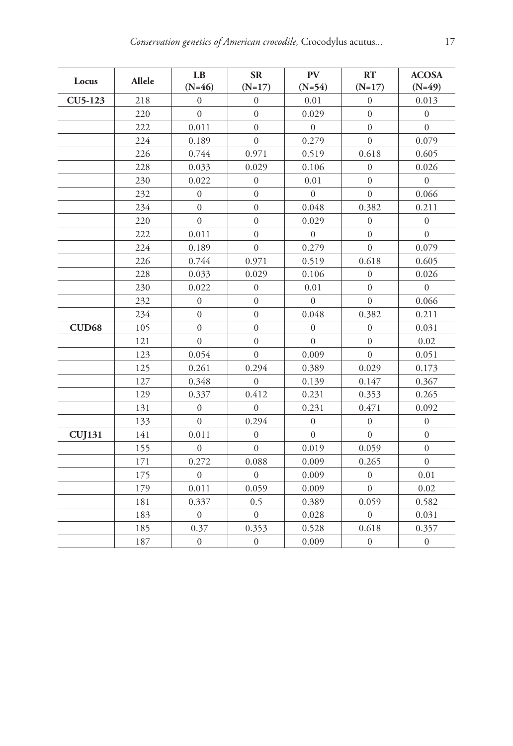| Locus | Allele | LB (N=46) | SR (N=17) | PV (N=54) | RT (N=17) | ACOSA (N=49) |
|---|---|---|---|---|---|---|
| **CU5-123** | 218 | 0 | 0 | 0.01 | 0 | 0.013 |
| | 220 | 0 | 0 | 0.029 | 0 | 0 |
| | 222 | 0.011 | 0 | 0 | 0 | 0 |
| | 224 | 0.189 | 0 | 0.279 | 0 | 0.079 |
| | 226 | 0.744 | 0.971 | 0.519 | 0.618 | 0.605 |
| | 228 | 0.033 | 0.029 | 0.106 | 0 | 0.026 |
| | 230 | 0.022 | 0 | 0.01 | 0 | 0 |
| | 232 | 0 | 0 | 0 | 0 | 0.066 |
| | 234 | 0 | 0 | 0.048 | 0.382 | 0.211 |
| | 220 | 0 | 0 | 0.029 | 0 | 0 |
| | 222 | 0.011 | 0 | 0 | 0 | 0 |
| | 224 | 0.189 | 0 | 0.279 | 0 | 0.079 |
| | 226 | 0.744 | 0.971 | 0.519 | 0.618 | 0.605 |
| | 228 | 0.033 | 0.029 | 0.106 | 0 | 0.026 |
| | 230 | 0.022 | 0 | 0.01 | 0 | 0 |
| | 232 | 0 | 0 | 0 | 0 | 0.066 |
| | 234 | 0 | 0 | 0.048 | 0.382 | 0.211 |
| **CUD68** | 105 | 0 | 0 | 0 | 0 | 0.031 |
| | 121 | 0 | 0 | 0 | 0 | 0.02 |
| | 123 | 0.054 | 0 | 0.009 | 0 | 0.051 |
| | 125 | 0.261 | 0.294 | 0.389 | 0.029 | 0.173 |
| | 127 | 0.348 | 0 | 0.139 | 0.147 | 0.367 |
| | 129 | 0.337 | 0.412 | 0.231 | 0.353 | 0.265 |
| | 131 | 0 | 0 | 0.231 | 0.471 | 0.092 |
| | 133 | 0 | 0.294 | 0 | 0 | 0 |
| **CUJ131** | 141 | 0.011 | 0 | 0 | 0 | 0 |
| | 155 | 0 | 0 | 0.019 | 0.059 | 0 |
| | 171 | 0.272 | 0.088 | 0.009 | 0.265 | 0 |
| | 175 | 0 | 0 | 0.009 | 0 | 0.01 |
| | 179 | 0.011 | 0.059 | 0.009 | 0 | 0.02 |
| | 181 | 0.337 | 0.5 | 0.389 | 0.059 | 0.582 |
| | 183 | 0 | 0 | 0.028 | 0 | 0.031 |
| | 185 | 0.37 | 0.353 | 0.528 | 0.618 | 0.357 |
| | 187 | 0 | 0 | 0.009 | 0 | 0 |